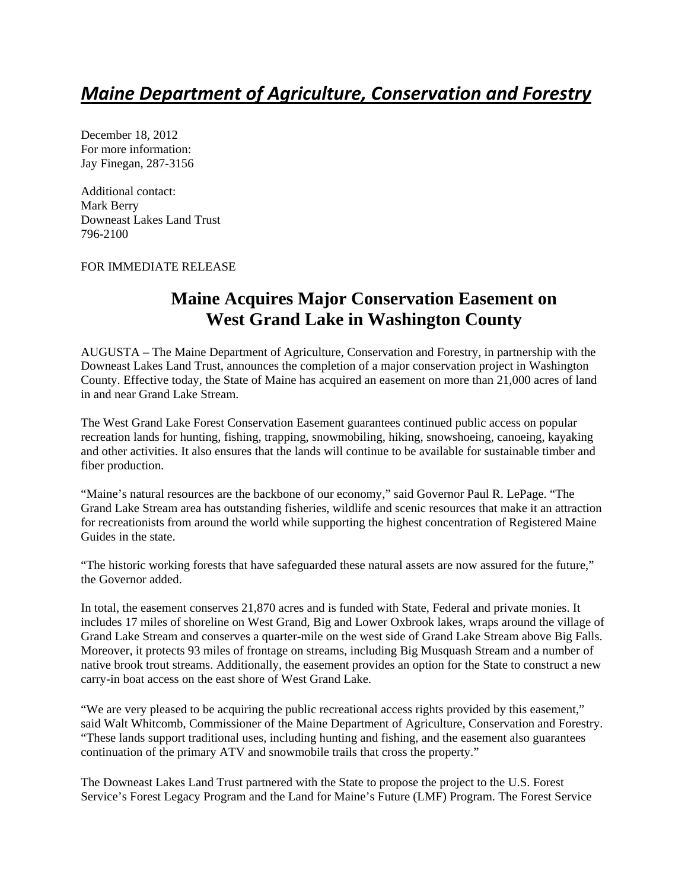# *Maine Department of Agriculture, Conservation and Forestry*

December 18, 2012
For more information:
Jay Finegan, 287-3156

Additional contact:
Mark Berry
Downeast Lakes Land Trust
796-2100

FOR IMMEDIATE RELEASE

## Maine Acquires Major Conservation Easement on West Grand Lake in Washington County

AUGUSTA – The Maine Department of Agriculture, Conservation and Forestry, in partnership with the Downeast Lakes Land Trust, announces the completion of a major conservation project in Washington County. Effective today, the State of Maine has acquired an easement on more than 21,000 acres of land in and near Grand Lake Stream.

The West Grand Lake Forest Conservation Easement guarantees continued public access on popular recreation lands for hunting, fishing, trapping, snowmobiling, hiking, snowshoeing, canoeing, kayaking and other activities. It also ensures that the lands will continue to be available for sustainable timber and fiber production.

"Maine's natural resources are the backbone of our economy," said Governor Paul R. LePage. "The Grand Lake Stream area has outstanding fisheries, wildlife and scenic resources that make it an attraction for recreationists from around the world while supporting the highest concentration of Registered Maine Guides in the state.

"The historic working forests that have safeguarded these natural assets are now assured for the future," the Governor added.

In total, the easement conserves 21,870 acres and is funded with State, Federal and private monies. It includes 17 miles of shoreline on West Grand, Big and Lower Oxbrook lakes, wraps around the village of Grand Lake Stream and conserves a quarter-mile on the west side of Grand Lake Stream above Big Falls. Moreover, it protects 93 miles of frontage on streams, including Big Musquash Stream and a number of native brook trout streams. Additionally, the easement provides an option for the State to construct a new carry-in boat access on the east shore of West Grand Lake.

"We are very pleased to be acquiring the public recreational access rights provided by this easement," said Walt Whitcomb, Commissioner of the Maine Department of Agriculture, Conservation and Forestry. "These lands support traditional uses, including hunting and fishing, and the easement also guarantees continuation of the primary ATV and snowmobile trails that cross the property."

The Downeast Lakes Land Trust partnered with the State to propose the project to the U.S. Forest Service's Forest Legacy Program and the Land for Maine's Future (LMF) Program. The Forest Service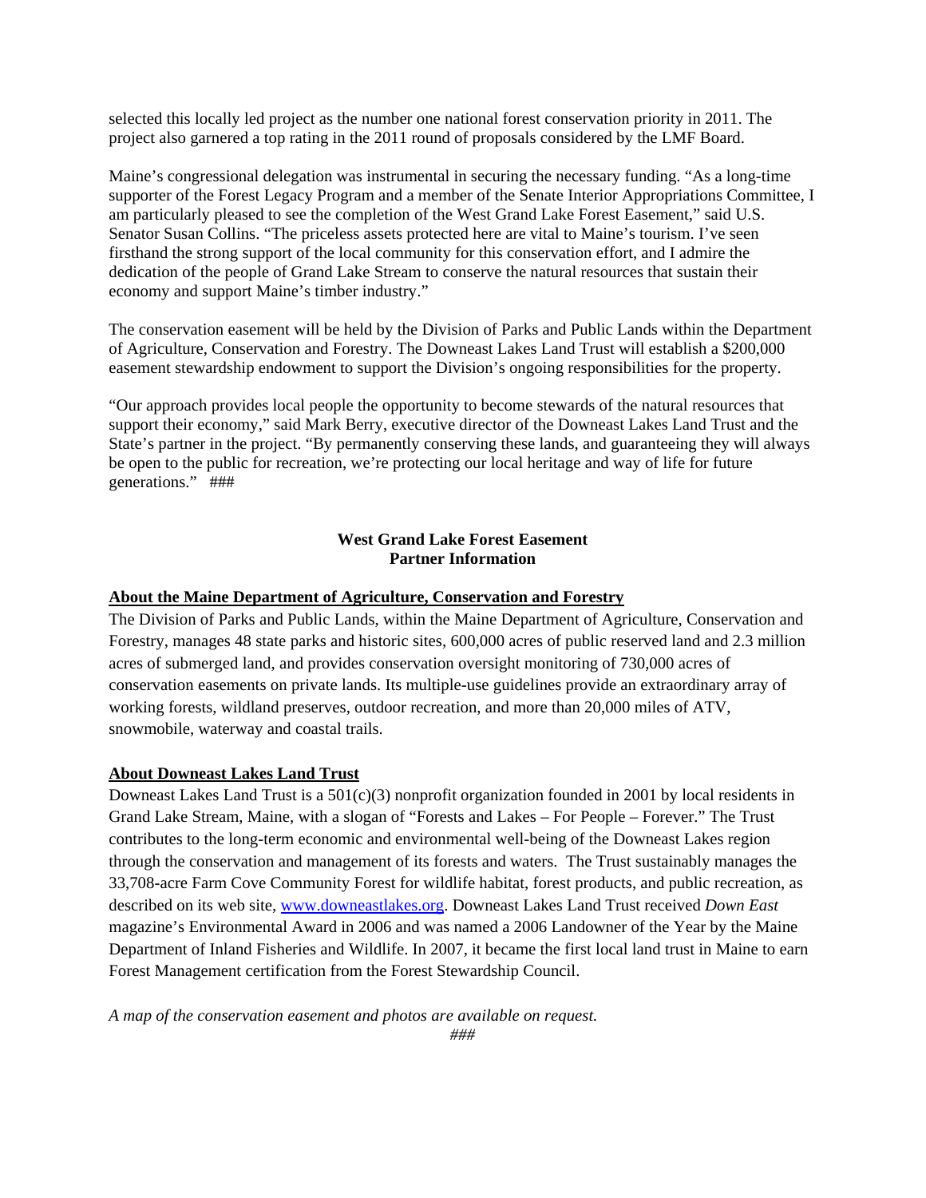selected this locally led project as the number one national forest conservation priority in 2011. The project also garnered a top rating in the 2011 round of proposals considered by the LMF Board.

Maine's congressional delegation was instrumental in securing the necessary funding. "As a long-time supporter of the Forest Legacy Program and a member of the Senate Interior Appropriations Committee, I am particularly pleased to see the completion of the West Grand Lake Forest Easement," said U.S. Senator Susan Collins. "The priceless assets protected here are vital to Maine's tourism. I've seen firsthand the strong support of the local community for this conservation effort, and I admire the dedication of the people of Grand Lake Stream to conserve the natural resources that sustain their economy and support Maine's timber industry."

The conservation easement will be held by the Division of Parks and Public Lands within the Department of Agriculture, Conservation and Forestry. The Downeast Lakes Land Trust will establish a $200,000 easement stewardship endowment to support the Division's ongoing responsibilities for the property.

"Our approach provides local people the opportunity to become stewards of the natural resources that support their economy," said Mark Berry, executive director of the Downeast Lakes Land Trust and the State's partner in the project. "By permanently conserving these lands, and guaranteeing they will always be open to the public for recreation, we're protecting our local heritage and way of life for future generations." ###

**West Grand Lake Forest Easement**
**Partner Information**

**About the Maine Department of Agriculture, Conservation and Forestry**

The Division of Parks and Public Lands, within the Maine Department of Agriculture, Conservation and Forestry, manages 48 state parks and historic sites, 600,000 acres of public reserved land and 2.3 million acres of submerged land, and provides conservation oversight monitoring of 730,000 acres of conservation easements on private lands. Its multiple-use guidelines provide an extraordinary array of working forests, wildland preserves, outdoor recreation, and more than 20,000 miles of ATV, snowmobile, waterway and coastal trails.

**About Downeast Lakes Land Trust**

Downeast Lakes Land Trust is a 501(c)(3) nonprofit organization founded in 2001 by local residents in Grand Lake Stream, Maine, with a slogan of "Forests and Lakes – For People – Forever." The Trust contributes to the long-term economic and environmental well-being of the Downeast Lakes region through the conservation and management of its forests and waters. The Trust sustainably manages the 33,708-acre Farm Cove Community Forest for wildlife habitat, forest products, and public recreation, as described on its web site, [www.downeastlakes.org](http://www.downeastlakes.org). Downeast Lakes Land Trust received *Down East* magazine's Environmental Award in 2006 and was named a 2006 Landowner of the Year by the Maine Department of Inland Fisheries and Wildlife. In 2007, it became the first local land trust in Maine to earn Forest Management certification from the Forest Stewardship Council.

*A map of the conservation easement and photos are available on request.*

*###*